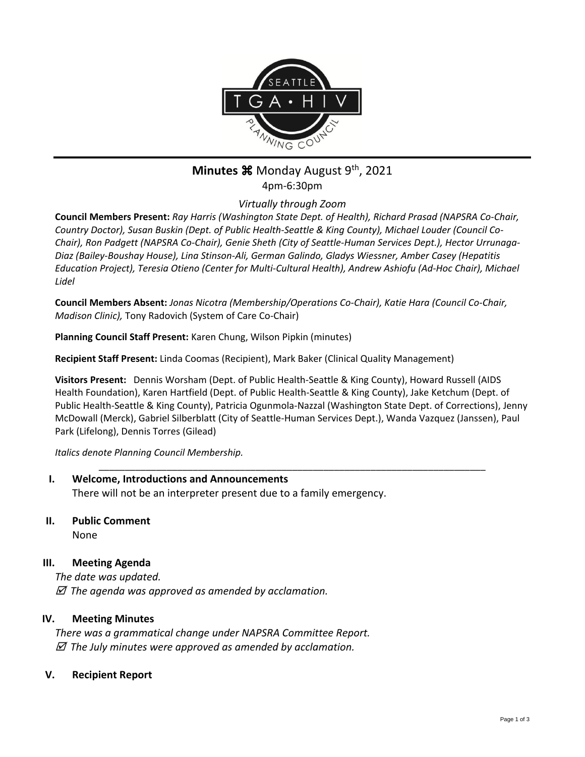# Minutes ⌘ Monday August 9th, 2021

4pm-6:30pm

*Virtually through Zoom*

**Council Members Present:** *Ray Harris (Washington State Dept. of Health), Richard Prasad (NAPSRA Co-Chair, Country Doctor), Susan Buskin (Dept. of Public Health-Seattle & King County), Michael Louder (Council Co-Chair), Ron Padgett (NAPSRA Co-Chair), Genie Sheth (City of Seattle-Human Services Dept.), Hector Urrunaga-Diaz (Bailey-Boushay House), Lina Stinson-Ali, German Galindo, Gladys Wiessner, Amber Casey (Hepatitis Education Project), Teresia Otieno (Center for Multi-Cultural Health), Andrew Ashiofu (Ad-Hoc Chair), Michael Lidel*

**Council Members Absent:** *Jonas Nicotra (Membership/Operations Co-Chair), Katie Hara (Council Co-Chair, Madison Clinic),* Tony Radovich (System of Care Co-Chair)

**Planning Council Staff Present:** Karen Chung, Wilson Pipkin (minutes)

**Recipient Staff Present:** Linda Coomas (Recipient), Mark Baker (Clinical Quality Management)

**Visitors Present:** Dennis Worsham (Dept. of Public Health-Seattle & King County), Howard Russell (AIDS Health Foundation), Karen Hartfield (Dept. of Public Health-Seattle & King County), Jake Ketchum (Dept. of Public Health-Seattle & King County), Patricia Ogunmola-Nazzal (Washington State Dept. of Corrections), Jenny McDowall (Merck), Gabriel Silberblatt (City of Seattle-Human Services Dept.), Wanda Vazquez (Janssen), Paul Park (Lifelong), Dennis Torres (Gilead)

*Italics denote Planning Council Membership.*

---

## I. Welcome, Introductions and Announcements

There will not be an interpreter present due to a family emergency.

## II. Public Comment

None

## III. Meeting Agenda

*The date was updated.*

☑ *The agenda was approved as amended by acclamation.*

## IV. Meeting Minutes

*There was a grammatical change under NAPSRA Committee Report.*

☑ *The July minutes were approved as amended by acclamation.*

## V. Recipient Report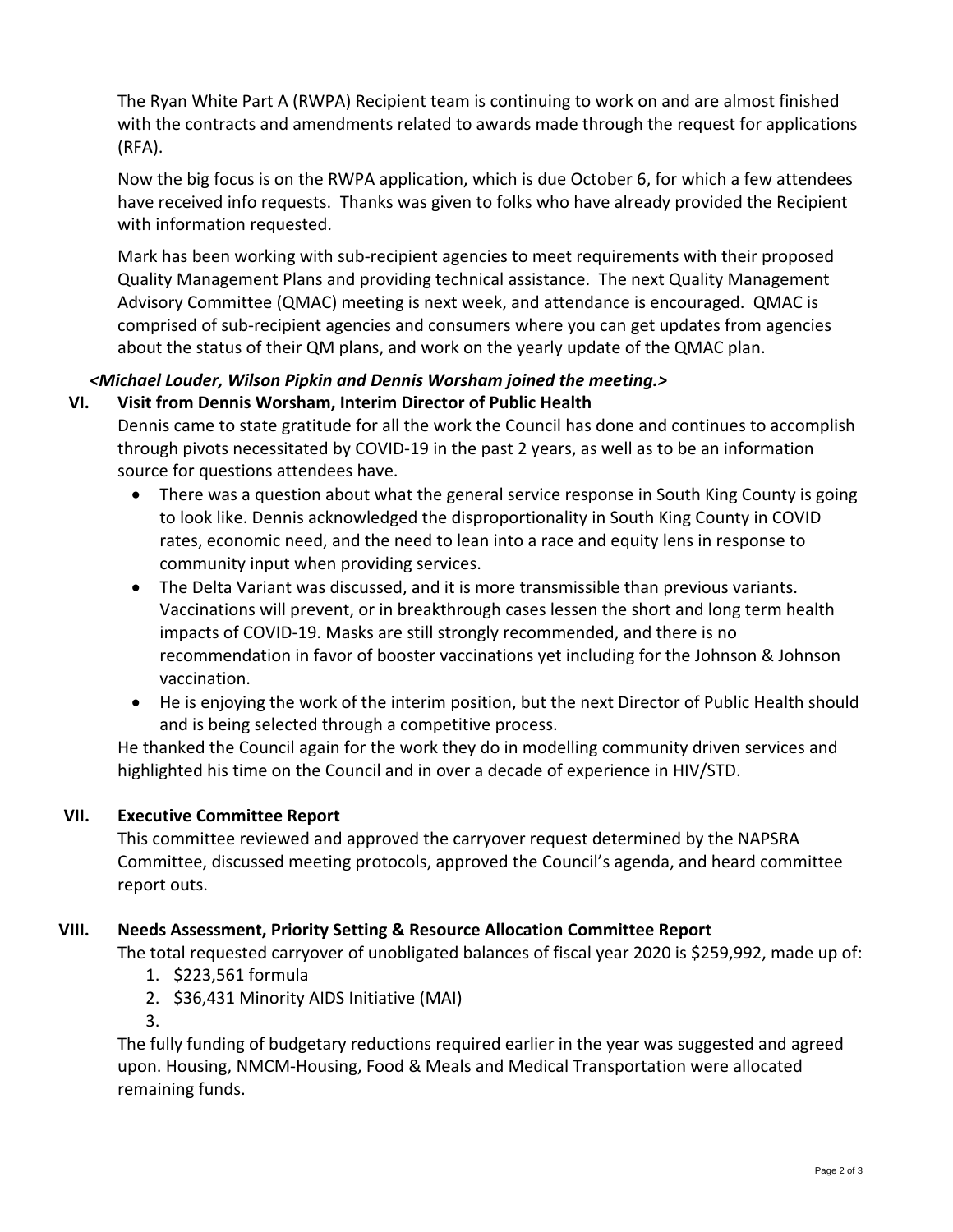The Ryan White Part A (RWPA) Recipient team is continuing to work on and are almost finished with the contracts and amendments related to awards made through the request for applications (RFA).

Now the big focus is on the RWPA application, which is due October 6, for which a few attendees have received info requests. Thanks was given to folks who have already provided the Recipient with information requested.

Mark has been working with sub-recipient agencies to meet requirements with their proposed Quality Management Plans and providing technical assistance. The next Quality Management Advisory Committee (QMAC) meeting is next week, and attendance is encouraged. QMAC is comprised of sub-recipient agencies and consumers where you can get updates from agencies about the status of their QM plans, and work on the yearly update of the QMAC plan.

***<Michael Louder, Wilson Pipkin and Dennis Worsham joined the meeting.>***

## VI. Visit from Dennis Worsham, Interim Director of Public Health

Dennis came to state gratitude for all the work the Council has done and continues to accomplish through pivots necessitated by COVID-19 in the past 2 years, as well as to be an information source for questions attendees have.

- There was a question about what the general service response in South King County is going to look like. Dennis acknowledged the disproportionality in South King County in COVID rates, economic need, and the need to lean into a race and equity lens in response to community input when providing services.
- The Delta Variant was discussed, and it is more transmissible than previous variants. Vaccinations will prevent, or in breakthrough cases lessen the short and long term health impacts of COVID-19. Masks are still strongly recommended, and there is no recommendation in favor of booster vaccinations yet including for the Johnson & Johnson vaccination.
- He is enjoying the work of the interim position, but the next Director of Public Health should and is being selected through a competitive process.

He thanked the Council again for the work they do in modelling community driven services and highlighted his time on the Council and in over a decade of experience in HIV/STD.

## VII. Executive Committee Report

This committee reviewed and approved the carryover request determined by the NAPSRA Committee, discussed meeting protocols, approved the Council's agenda, and heard committee report outs.

## VIII. Needs Assessment, Priority Setting & Resource Allocation Committee Report

The total requested carryover of unobligated balances of fiscal year 2020 is $259,992, made up of:

1. $223,561 formula
2. $36,431 Minority AIDS Initiative (MAI)
3. 

The fully funding of budgetary reductions required earlier in the year was suggested and agreed upon. Housing, NMCM-Housing, Food & Meals and Medical Transportation were allocated remaining funds.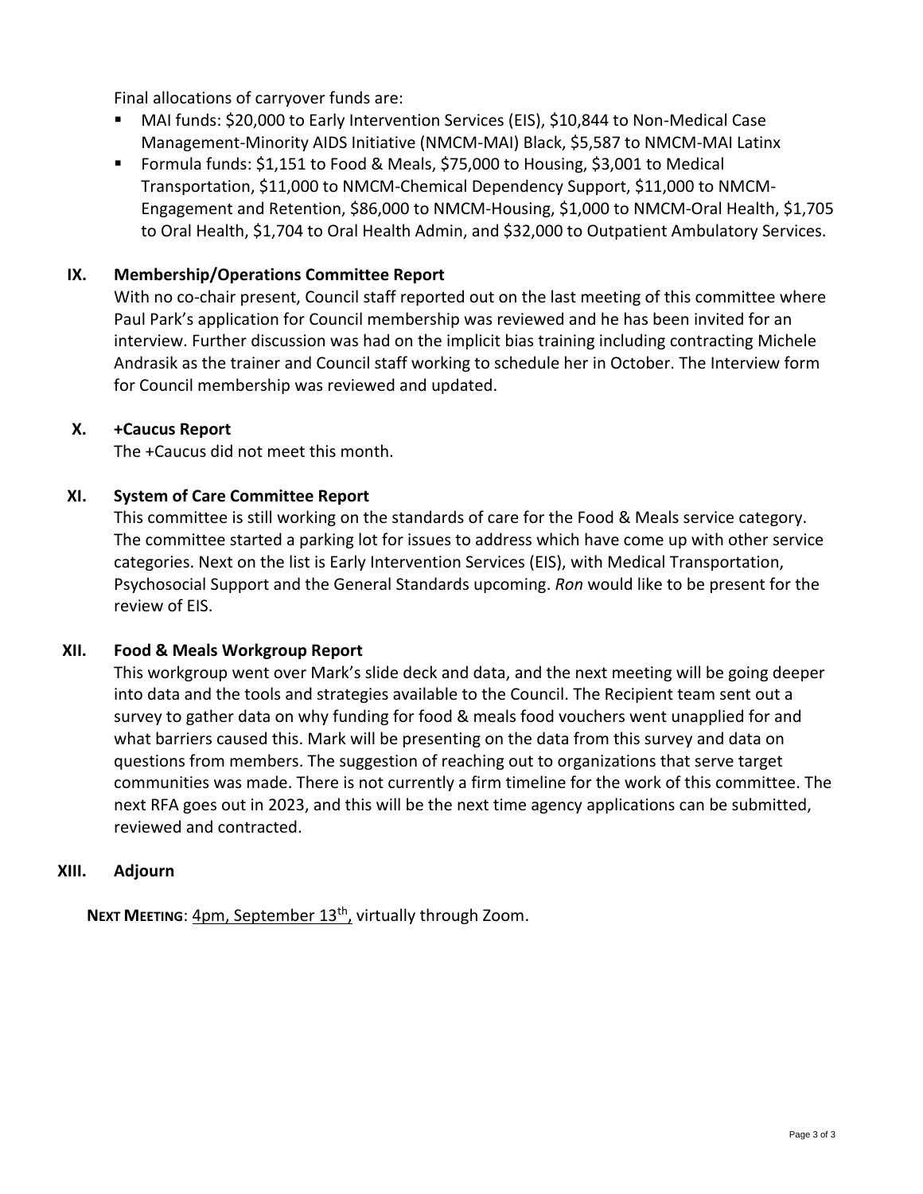Final allocations of carryover funds are:

- MAI funds: $20,000 to Early Intervention Services (EIS), $10,844 to Non-Medical Case Management-Minority AIDS Initiative (NMCM-MAI) Black, $5,587 to NMCM-MAI Latinx
- Formula funds: $1,151 to Food & Meals, $75,000 to Housing, $3,001 to Medical Transportation, $11,000 to NMCM-Chemical Dependency Support, $11,000 to NMCM-Engagement and Retention, $86,000 to NMCM-Housing, $1,000 to NMCM-Oral Health, $1,705 to Oral Health, $1,704 to Oral Health Admin, and $32,000 to Outpatient Ambulatory Services.

## IX. Membership/Operations Committee Report

With no co-chair present, Council staff reported out on the last meeting of this committee where Paul Park's application for Council membership was reviewed and he has been invited for an interview. Further discussion was had on the implicit bias training including contracting Michele Andrasik as the trainer and Council staff working to schedule her in October. The Interview form for Council membership was reviewed and updated.

## X. +Caucus Report

The +Caucus did not meet this month.

## XI. System of Care Committee Report

This committee is still working on the standards of care for the Food & Meals service category. The committee started a parking lot for issues to address which have come up with other service categories. Next on the list is Early Intervention Services (EIS), with Medical Transportation, Psychosocial Support and the General Standards upcoming. *Ron* would like to be present for the review of EIS.

## XII. Food & Meals Workgroup Report

This workgroup went over Mark's slide deck and data, and the next meeting will be going deeper into data and the tools and strategies available to the Council. The Recipient team sent out a survey to gather data on why funding for food & meals food vouchers went unapplied for and what barriers caused this. Mark will be presenting on the data from this survey and data on questions from members. The suggestion of reaching out to organizations that serve target communities was made. There is not currently a firm timeline for the work of this committee. The next RFA goes out in 2023, and this will be the next time agency applications can be submitted, reviewed and contracted.

## XIII. Adjourn

**NEXT MEETING**: 4pm, September 13th, virtually through Zoom.